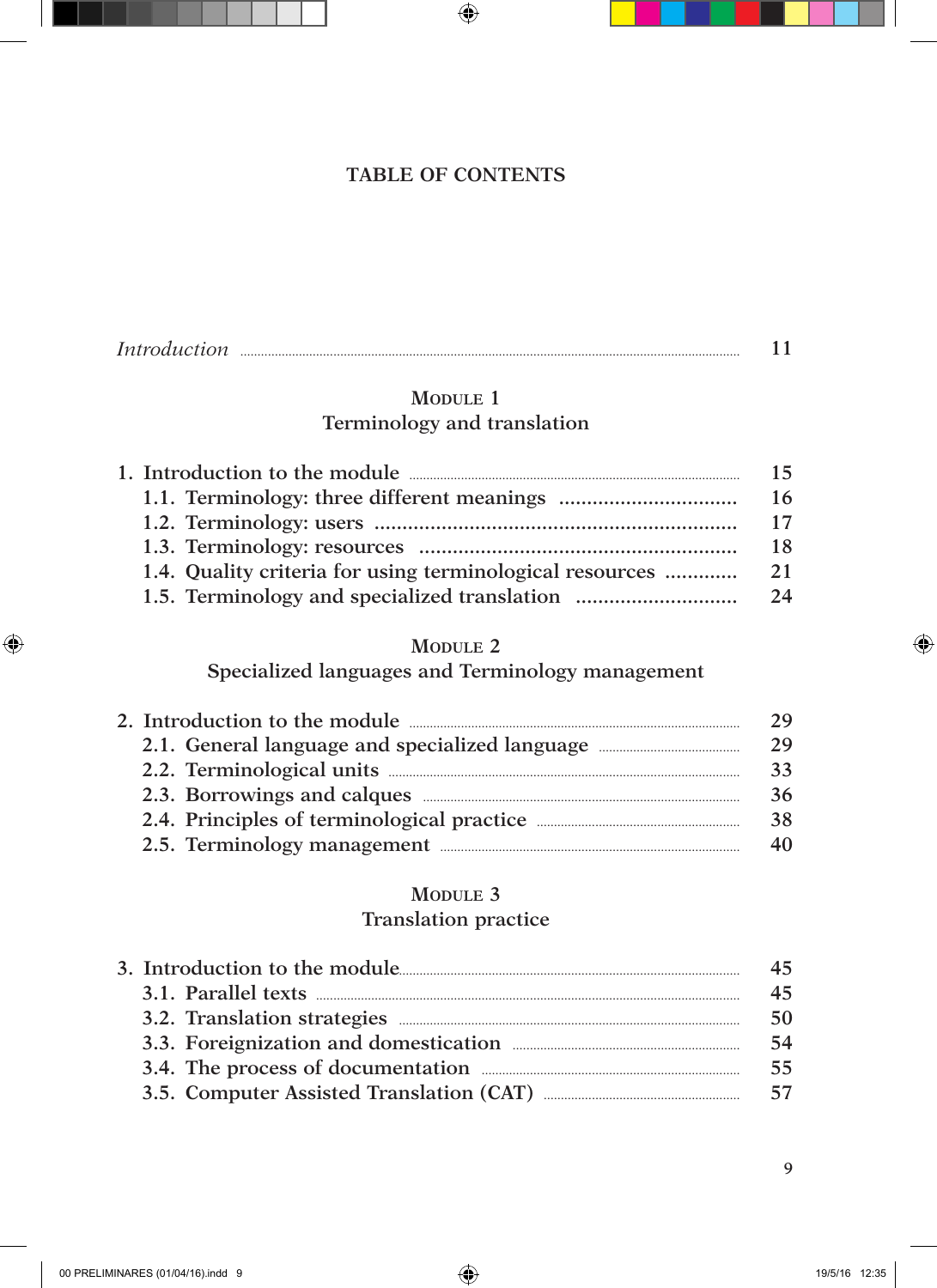# TABLE OF CONTENTS

*Introduction* ..... 11

## Module 1
## Terminology and translation

1. Introduction to the module ..... 15
   - 1.1. Terminology: three different meanings ..... 16
   - 1.2. Terminology: users ..... 17
   - 1.3. Terminology: resources ..... 18
   - 1.4. Quality criteria for using terminological resources ..... 21
   - 1.5. Terminology and specialized translation ..... 24

## Module 2
## Specialized languages and Terminology management

2. Introduction to the module ..... 29
   - 2.1. General language and specialized language ..... 29
   - 2.2. Terminological units ..... 33
   - 2.3. Borrowings and calques ..... 36
   - 2.4. Principles of terminological practice ..... 38
   - 2.5. Terminology management ..... 40

## Module 3
## Translation practice

3. Introduction to the module ..... 45
   - 3.1. Parallel texts ..... 45
   - 3.2. Translation strategies ..... 50
   - 3.3. Foreignization and domestication ..... 54
   - 3.4. The process of documentation ..... 55
   - 3.5. Computer Assisted Translation (CAT) ..... 57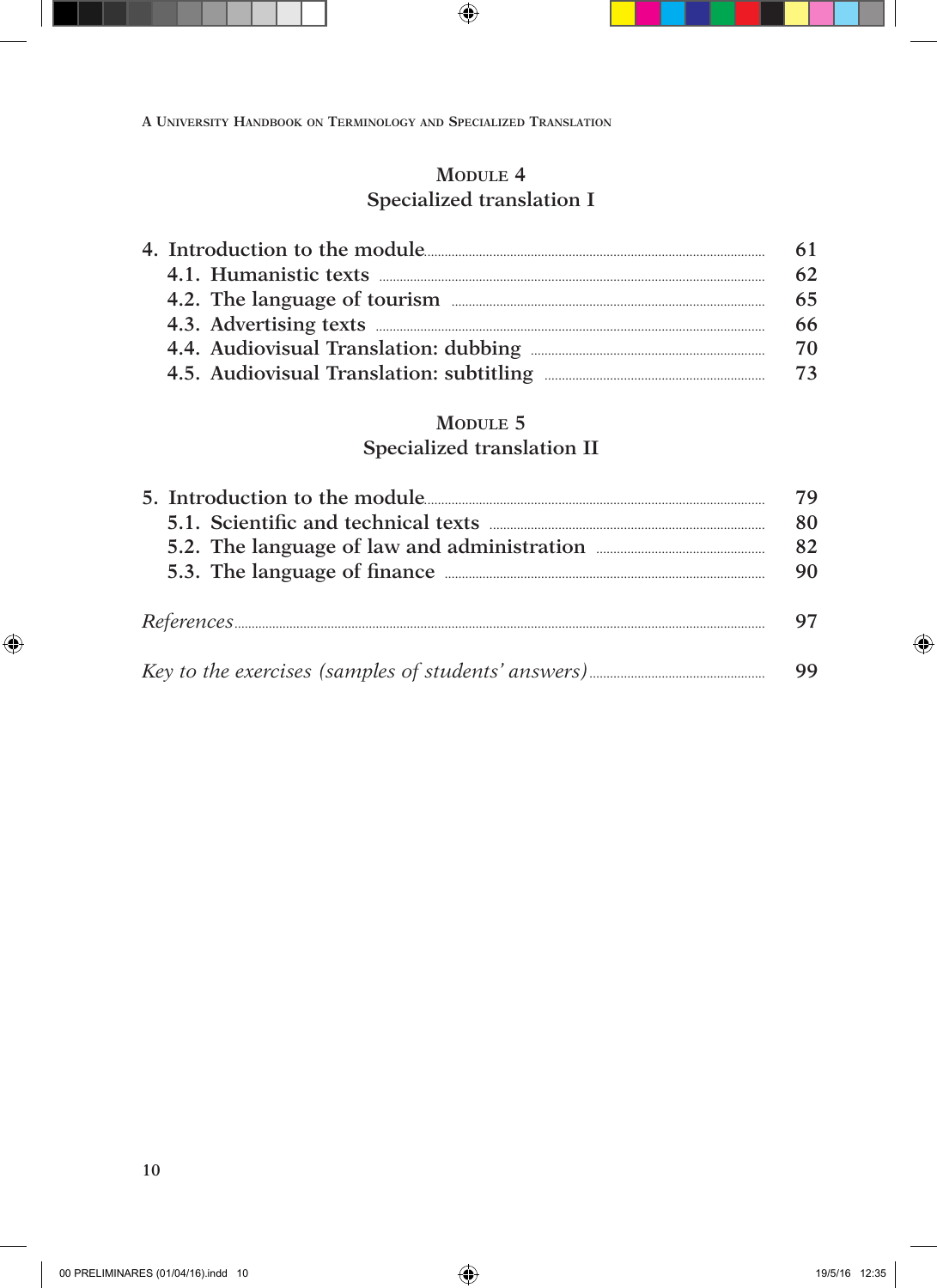## Module 4
### Specialized translation I

| | |
|---|---|
| 4. Introduction to the module | 61 |
| 4.1. Humanistic texts | 62 |
| 4.2. The language of tourism | 65 |
| 4.3. Advertising texts | 66 |
| 4.4. Audiovisual Translation: dubbing | 70 |
| 4.5. Audiovisual Translation: subtitling | 73 |

## Module 5
### Specialized translation II

| | |
|---|---|
| 5. Introduction to the module | 79 |
| 5.1. Scientific and technical texts | 80 |
| 5.2. The language of law and administration | 82 |
| 5.3. The language of finance | 90 |

| | |
|---|---|
| *References* | 97 |
| *Key to the exercises (samples of students' answers)* | 99 |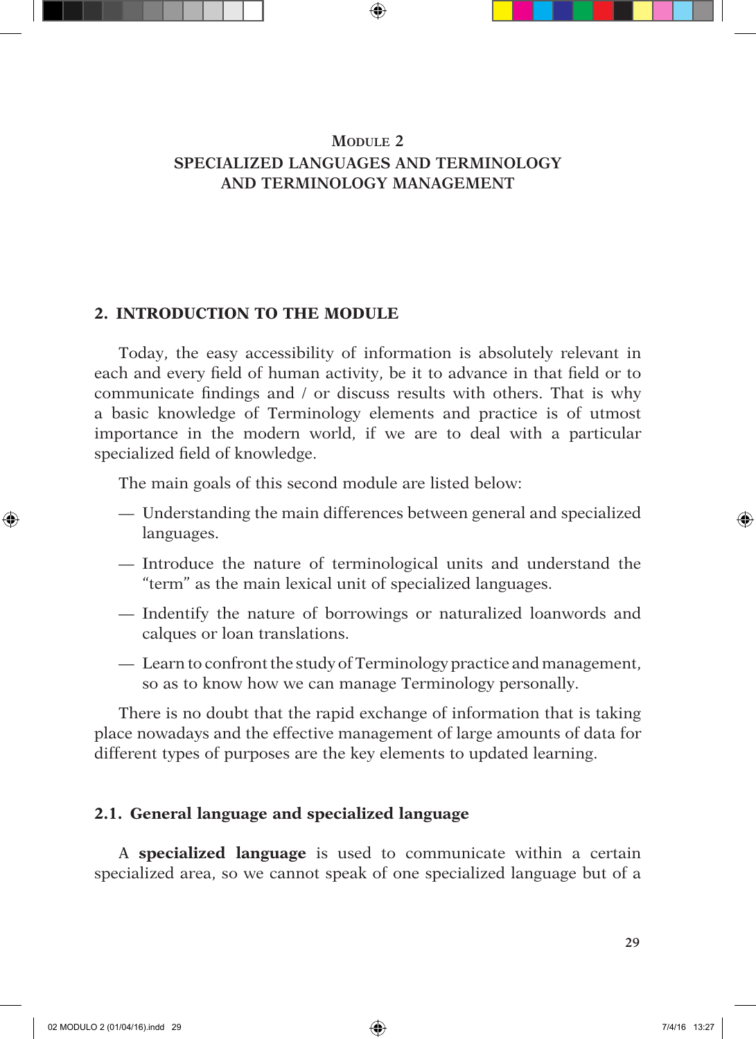# Module 2
# SPECIALIZED LANGUAGES AND TERMINOLOGY AND TERMINOLOGY MANAGEMENT

## 2. INTRODUCTION TO THE MODULE

Today, the easy accessibility of information is absolutely relevant in each and every field of human activity, be it to advance in that field or to communicate findings and / or discuss results with others. That is why a basic knowledge of Terminology elements and practice is of utmost importance in the modern world, if we are to deal with a particular specialized field of knowledge.

The main goals of this second module are listed below:

— Understanding the main differences between general and specialized languages.

— Introduce the nature of terminological units and understand the "term" as the main lexical unit of specialized languages.

— Indentify the nature of borrowings or naturalized loanwords and calques or loan translations.

— Learn to confront the study of Terminology practice and management, so as to know how we can manage Terminology personally.

There is no doubt that the rapid exchange of information that is taking place nowadays and the effective management of large amounts of data for different types of purposes are the key elements to updated learning.

### 2.1. General language and specialized language

A **specialized language** is used to communicate within a certain specialized area, so we cannot speak of one specialized language but of a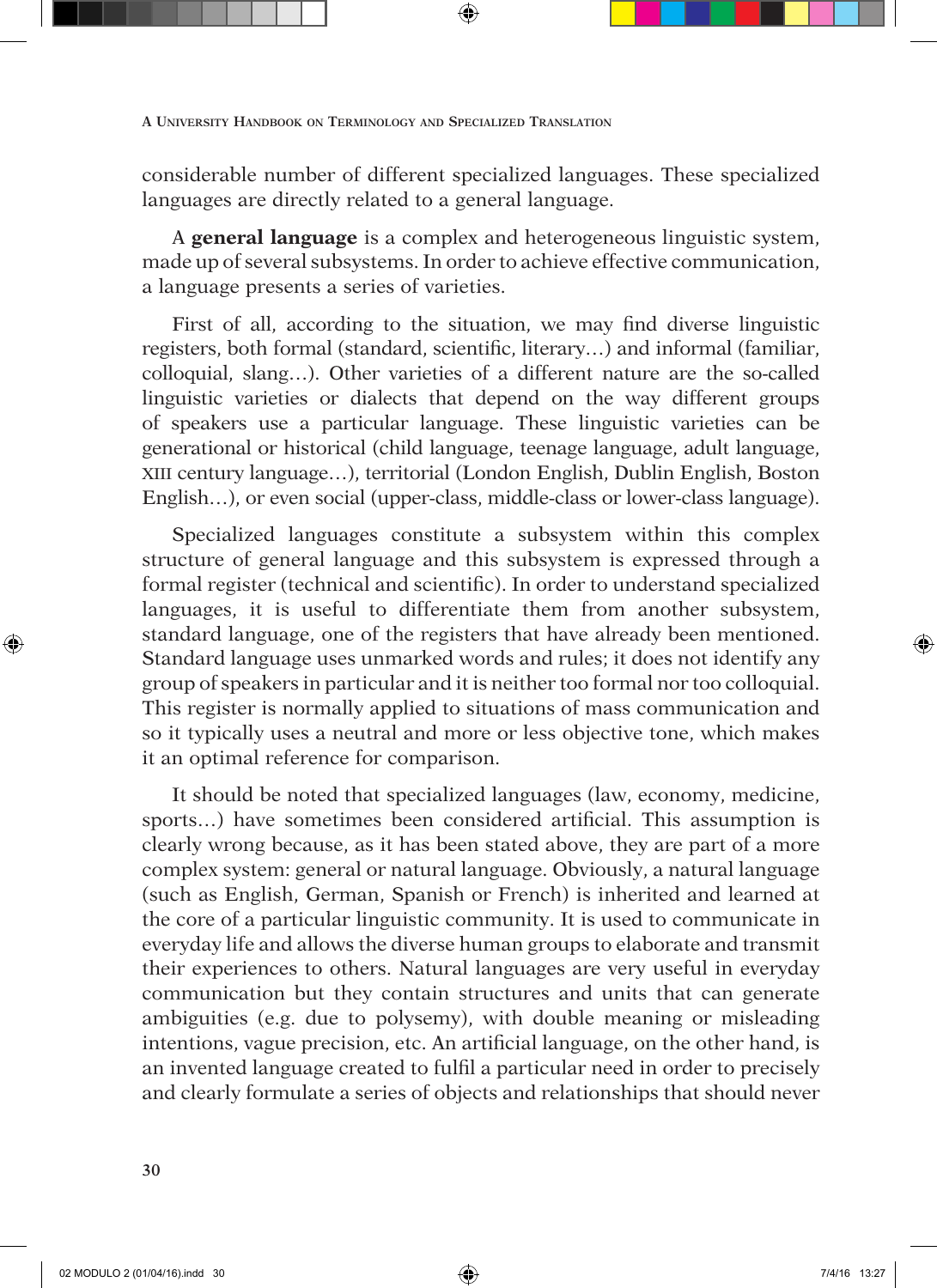considerable number of different specialized languages. These specialized languages are directly related to a general language.

A **general language** is a complex and heterogeneous linguistic system, made up of several subsystems. In order to achieve effective communication, a language presents a series of varieties.

First of all, according to the situation, we may find diverse linguistic registers, both formal (standard, scientific, literary…) and informal (familiar, colloquial, slang…). Other varieties of a different nature are the so-called linguistic varieties or dialects that depend on the way different groups of speakers use a particular language. These linguistic varieties can be generational or historical (child language, teenage language, adult language, XIII century language…), territorial (London English, Dublin English, Boston English…), or even social (upper-class, middle-class or lower-class language).

Specialized languages constitute a subsystem within this complex structure of general language and this subsystem is expressed through a formal register (technical and scientific). In order to understand specialized languages, it is useful to differentiate them from another subsystem, standard language, one of the registers that have already been mentioned. Standard language uses unmarked words and rules; it does not identify any group of speakers in particular and it is neither too formal nor too colloquial. This register is normally applied to situations of mass communication and so it typically uses a neutral and more or less objective tone, which makes it an optimal reference for comparison.

It should be noted that specialized languages (law, economy, medicine, sports…) have sometimes been considered artificial. This assumption is clearly wrong because, as it has been stated above, they are part of a more complex system: general or natural language. Obviously, a natural language (such as English, German, Spanish or French) is inherited and learned at the core of a particular linguistic community. It is used to communicate in everyday life and allows the diverse human groups to elaborate and transmit their experiences to others. Natural languages are very useful in everyday communication but they contain structures and units that can generate ambiguities (e.g. due to polysemy), with double meaning or misleading intentions, vague precision, etc. An artificial language, on the other hand, is an invented language created to fulfil a particular need in order to precisely and clearly formulate a series of objects and relationships that should never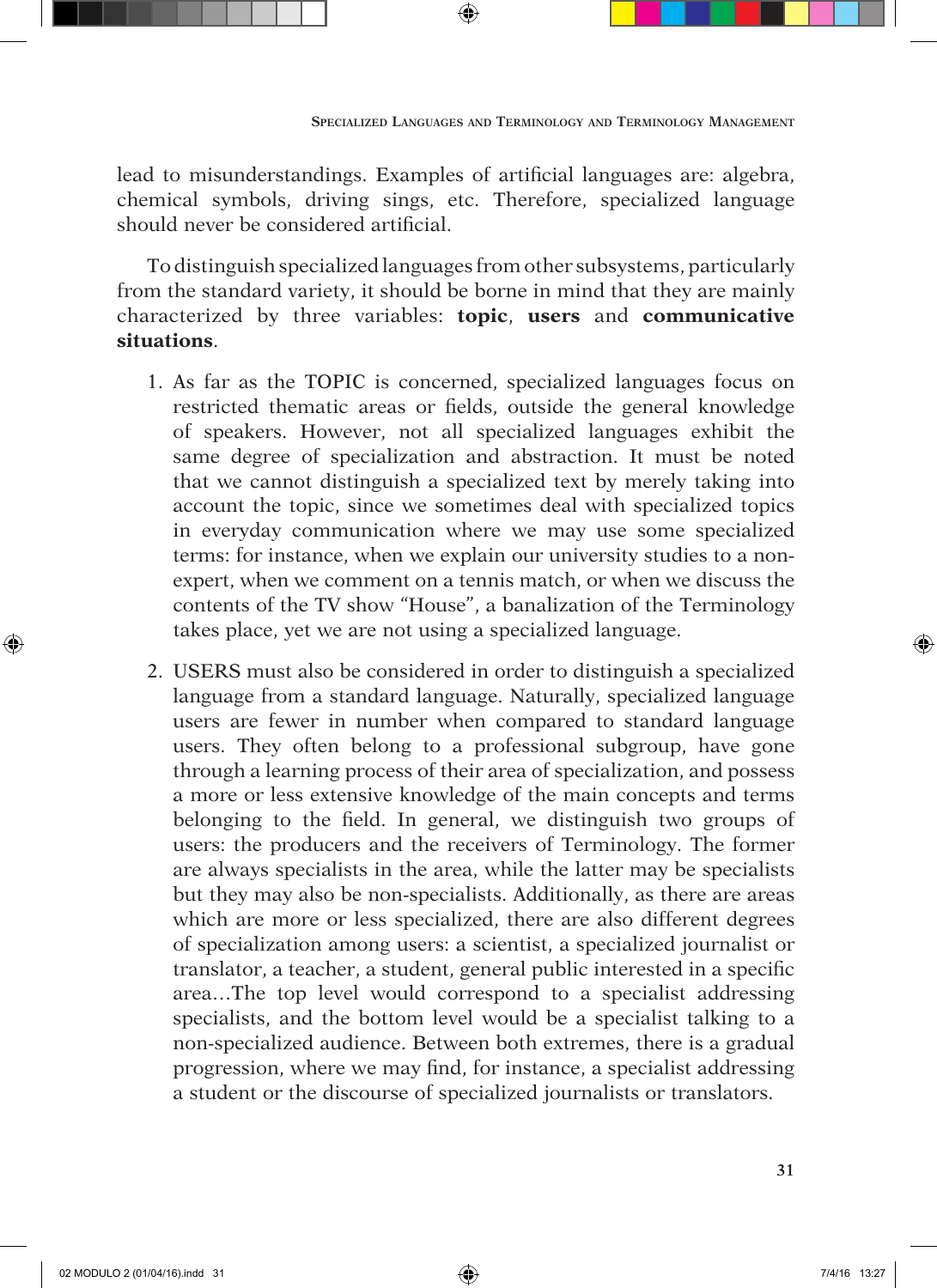lead to misunderstandings. Examples of artificial languages are: algebra, chemical symbols, driving sings, etc. Therefore, specialized language should never be considered artificial.

To distinguish specialized languages from other subsystems, particularly from the standard variety, it should be borne in mind that they are mainly characterized by three variables: **topic**, **users** and **communicative situations**.

1. As far as the TOPIC is concerned, specialized languages focus on restricted thematic areas or fields, outside the general knowledge of speakers. However, not all specialized languages exhibit the same degree of specialization and abstraction. It must be noted that we cannot distinguish a specialized text by merely taking into account the topic, since we sometimes deal with specialized topics in everyday communication where we may use some specialized terms: for instance, when we explain our university studies to a non-expert, when we comment on a tennis match, or when we discuss the contents of the TV show "House", a banalization of the Terminology takes place, yet we are not using a specialized language.

2. USERS must also be considered in order to distinguish a specialized language from a standard language. Naturally, specialized language users are fewer in number when compared to standard language users. They often belong to a professional subgroup, have gone through a learning process of their area of specialization, and possess a more or less extensive knowledge of the main concepts and terms belonging to the field. In general, we distinguish two groups of users: the producers and the receivers of Terminology. The former are always specialists in the area, while the latter may be specialists but they may also be non-specialists. Additionally, as there are areas which are more or less specialized, there are also different degrees of specialization among users: a scientist, a specialized journalist or translator, a teacher, a student, general public interested in a specific area…The top level would correspond to a specialist addressing specialists, and the bottom level would be a specialist talking to a non-specialized audience. Between both extremes, there is a gradual progression, where we may find, for instance, a specialist addressing a student or the discourse of specialized journalists or translators.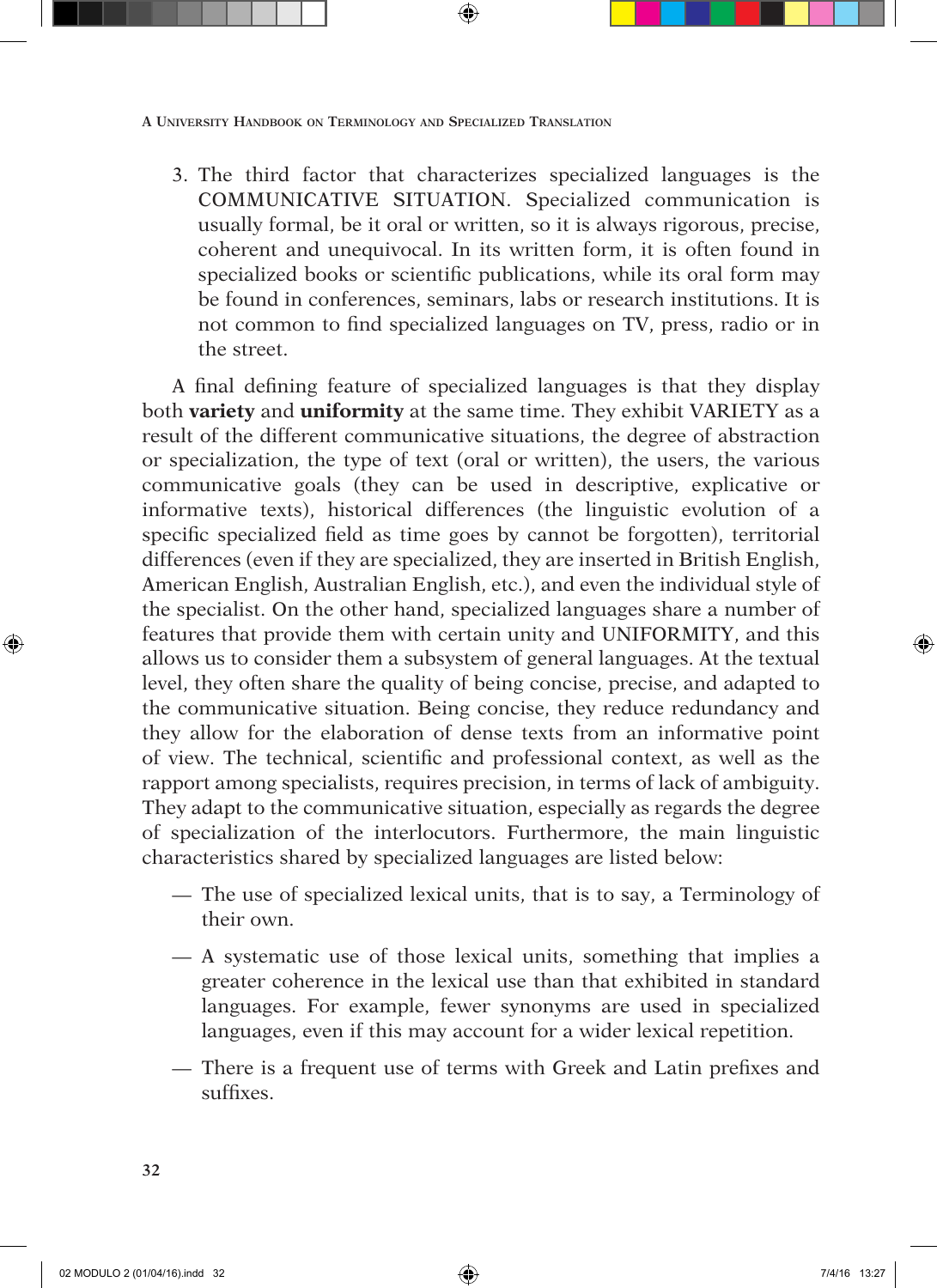3. The third factor that characterizes specialized languages is the COMMUNICATIVE SITUATION. Specialized communication is usually formal, be it oral or written, so it is always rigorous, precise, coherent and unequivocal. In its written form, it is often found in specialized books or scientific publications, while its oral form may be found in conferences, seminars, labs or research institutions. It is not common to find specialized languages on TV, press, radio or in the street.

A final defining feature of specialized languages is that they display both **variety** and **uniformity** at the same time. They exhibit VARIETY as a result of the different communicative situations, the degree of abstraction or specialization, the type of text (oral or written), the users, the various communicative goals (they can be used in descriptive, explicative or informative texts), historical differences (the linguistic evolution of a specific specialized field as time goes by cannot be forgotten), territorial differences (even if they are specialized, they are inserted in British English, American English, Australian English, etc.), and even the individual style of the specialist. On the other hand, specialized languages share a number of features that provide them with certain unity and UNIFORMITY, and this allows us to consider them a subsystem of general languages. At the textual level, they often share the quality of being concise, precise, and adapted to the communicative situation. Being concise, they reduce redundancy and they allow for the elaboration of dense texts from an informative point of view. The technical, scientific and professional context, as well as the rapport among specialists, requires precision, in terms of lack of ambiguity. They adapt to the communicative situation, especially as regards the degree of specialization of the interlocutors. Furthermore, the main linguistic characteristics shared by specialized languages are listed below:

- The use of specialized lexical units, that is to say, a Terminology of their own.
- A systematic use of those lexical units, something that implies a greater coherence in the lexical use than that exhibited in standard languages. For example, fewer synonyms are used in specialized languages, even if this may account for a wider lexical repetition.
- There is a frequent use of terms with Greek and Latin prefixes and suffixes.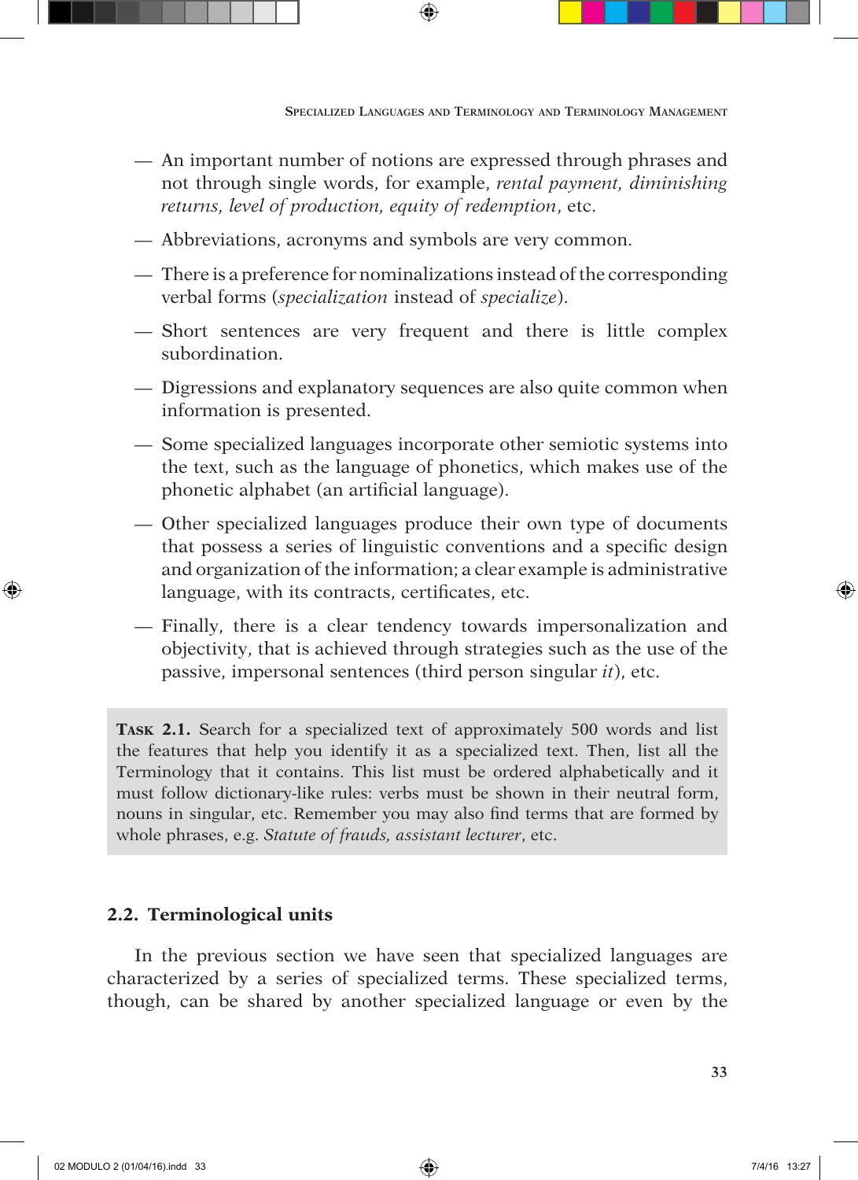— An important number of notions are expressed through phrases and not through single words, for example, *rental payment, diminishing returns, level of production, equity of redemption*, etc.

— Abbreviations, acronyms and symbols are very common.

— There is a preference for nominalizations instead of the corresponding verbal forms (*specialization* instead of *specialize*).

— Short sentences are very frequent and there is little complex subordination.

— Digressions and explanatory sequences are also quite common when information is presented.

— Some specialized languages incorporate other semiotic systems into the text, such as the language of phonetics, which makes use of the phonetic alphabet (an artificial language).

— Other specialized languages produce their own type of documents that possess a series of linguistic conventions and a specific design and organization of the information; a clear example is administrative language, with its contracts, certificates, etc.

— Finally, there is a clear tendency towards impersonalization and objectivity, that is achieved through strategies such as the use of the passive, impersonal sentences (third person singular *it*), etc.

**Task 2.1.** Search for a specialized text of approximately 500 words and list the features that help you identify it as a specialized text. Then, list all the Terminology that it contains. This list must be ordered alphabetically and it must follow dictionary-like rules: verbs must be shown in their neutral form, nouns in singular, etc. Remember you may also find terms that are formed by whole phrases, e.g. *Statute of frauds, assistant lecturer*, etc.

## 2.2. Terminological units

In the previous section we have seen that specialized languages are characterized by a series of specialized terms. These specialized terms, though, can be shared by another specialized language or even by the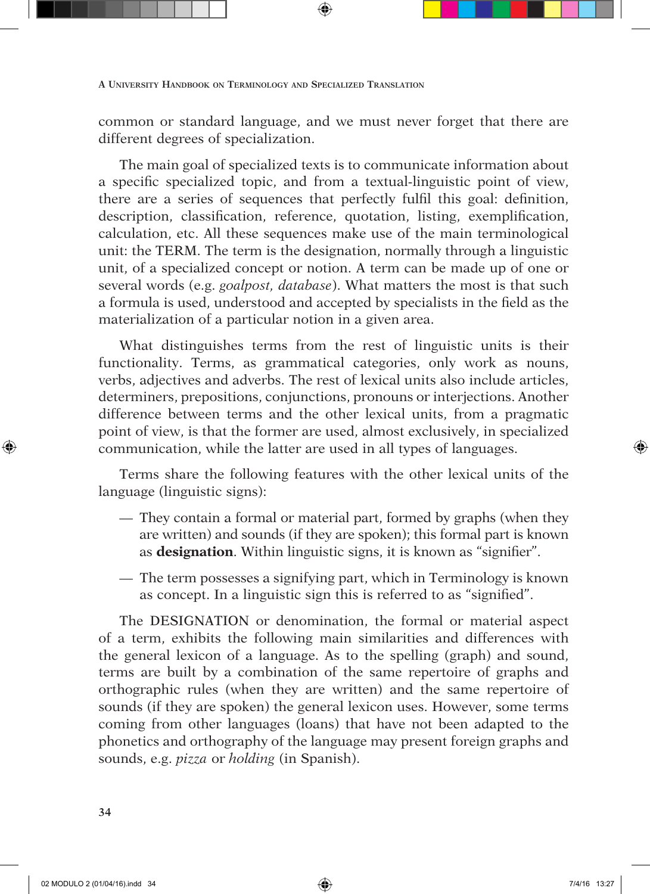common or standard language, and we must never forget that there are different degrees of specialization.

The main goal of specialized texts is to communicate information about a specific specialized topic, and from a textual-linguistic point of view, there are a series of sequences that perfectly fulfil this goal: definition, description, classification, reference, quotation, listing, exemplification, calculation, etc. All these sequences make use of the main terminological unit: the TERM. The term is the designation, normally through a linguistic unit, of a specialized concept or notion. A term can be made up of one or several words (e.g. *goalpost*, *database*). What matters the most is that such a formula is used, understood and accepted by specialists in the field as the materialization of a particular notion in a given area.

What distinguishes terms from the rest of linguistic units is their functionality. Terms, as grammatical categories, only work as nouns, verbs, adjectives and adverbs. The rest of lexical units also include articles, determiners, prepositions, conjunctions, pronouns or interjections. Another difference between terms and the other lexical units, from a pragmatic point of view, is that the former are used, almost exclusively, in specialized communication, while the latter are used in all types of languages.

Terms share the following features with the other lexical units of the language (linguistic signs):

- They contain a formal or material part, formed by graphs (when they are written) and sounds (if they are spoken); this formal part is known as **designation**. Within linguistic signs, it is known as "signifier".
- The term possesses a signifying part, which in Terminology is known as concept. In a linguistic sign this is referred to as "signified".

The DESIGNATION or denomination, the formal or material aspect of a term, exhibits the following main similarities and differences with the general lexicon of a language. As to the spelling (graph) and sound, terms are built by a combination of the same repertoire of graphs and orthographic rules (when they are written) and the same repertoire of sounds (if they are spoken) the general lexicon uses. However, some terms coming from other languages (loans) that have not been adapted to the phonetics and orthography of the language may present foreign graphs and sounds, e.g. *pizza* or *holding* (in Spanish).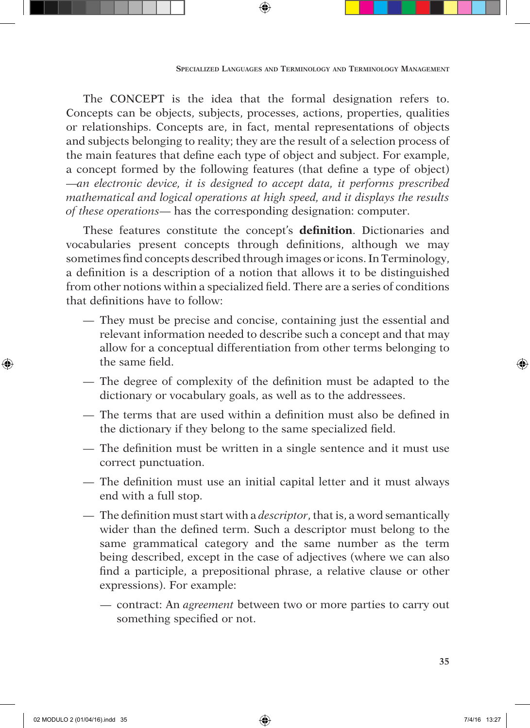The CONCEPT is the idea that the formal designation refers to. Concepts can be objects, subjects, processes, actions, properties, qualities or relationships. Concepts are, in fact, mental representations of objects and subjects belonging to reality; they are the result of a selection process of the main features that define each type of object and subject. For example, a concept formed by the following features (that define a type of object) —*an electronic device, it is designed to accept data, it performs prescribed mathematical and logical operations at high speed, and it displays the results of these operations*— has the corresponding designation: computer.

These features constitute the concept's **definition**. Dictionaries and vocabularies present concepts through definitions, although we may sometimes find concepts described through images or icons. In Terminology, a definition is a description of a notion that allows it to be distinguished from other notions within a specialized field. There are a series of conditions that definitions have to follow:

- They must be precise and concise, containing just the essential and relevant information needed to describe such a concept and that may allow for a conceptual differentiation from other terms belonging to the same field.
- The degree of complexity of the definition must be adapted to the dictionary or vocabulary goals, as well as to the addressees.
- The terms that are used within a definition must also be defined in the dictionary if they belong to the same specialized field.
- The definition must be written in a single sentence and it must use correct punctuation.
- The definition must use an initial capital letter and it must always end with a full stop.
- The definition must start with a *descriptor*, that is, a word semantically wider than the defined term. Such a descriptor must belong to the same grammatical category and the same number as the term being described, except in the case of adjectives (where we can also find a participle, a prepositional phrase, a relative clause or other expressions). For example:
    - contract: An *agreement* between two or more parties to carry out something specified or not.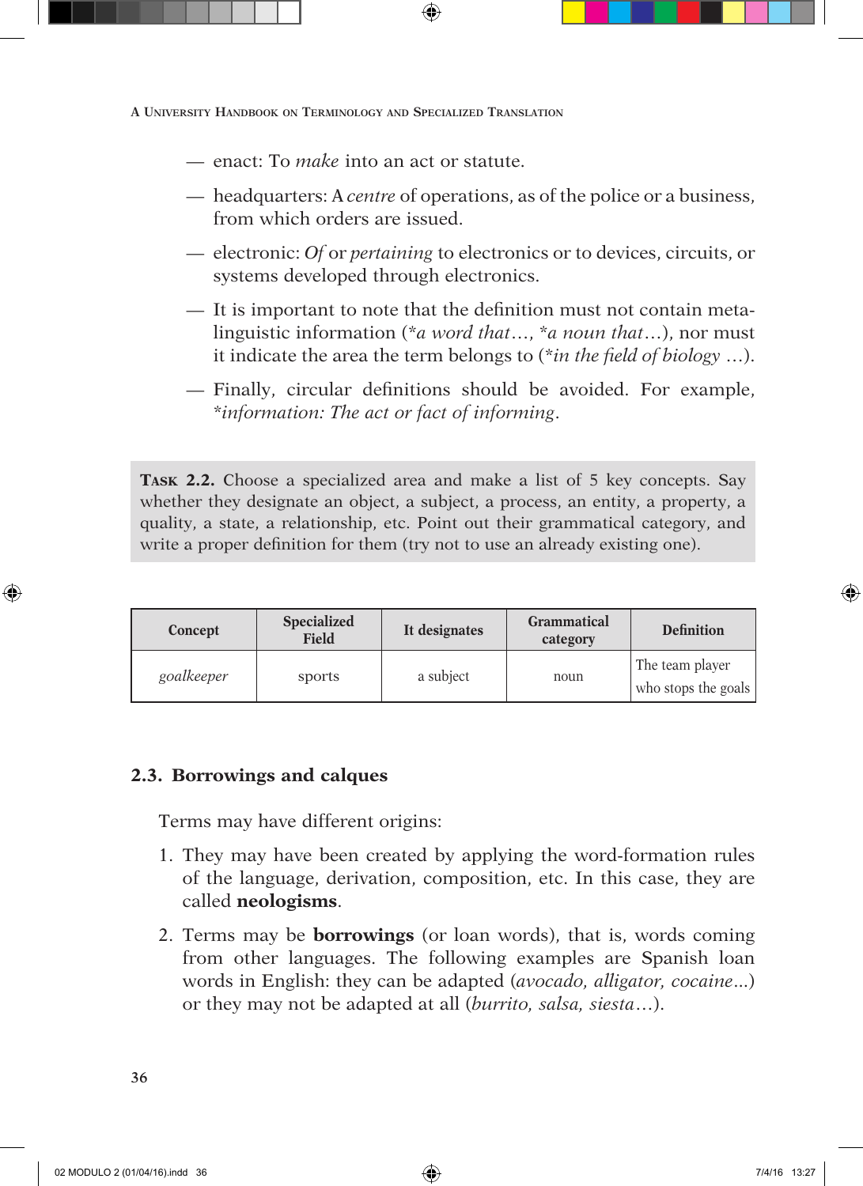— enact: To *make* into an act or statute.

— headquarters: A *centre* of operations, as of the police or a business, from which orders are issued.

— electronic: *Of* or *pertaining* to electronics or to devices, circuits, or systems developed through electronics.

— It is important to note that the definition must not contain metalinguistic information (**a word that*…, **a noun that*…), nor must it indicate the area the term belongs to (**in the field of biology* …).

— Finally, circular definitions should be avoided. For example, **information: The act or fact of informing*.

> **Task 2.2.** Choose a specialized area and make a list of 5 key concepts. Say whether they designate an object, a subject, a process, an entity, a property, a quality, a state, a relationship, etc. Point out their grammatical category, and write a proper definition for them (try not to use an already existing one).

| Concept | Specialized Field | It designates | Grammatical category | Definition |
|---|---|---|---|---|
| *goalkeeper* | sports | a subject | noun | The team player who stops the goals |

### 2.3. Borrowings and calques

Terms may have different origins:

1. They may have been created by applying the word-formation rules of the language, derivation, composition, etc. In this case, they are called **neologisms**.
2. Terms may be **borrowings** (or loan words), that is, words coming from other languages. The following examples are Spanish loan words in English: they can be adapted (*avocado, alligator, cocaine*...) or they may not be adapted at all (*burrito, salsa, siesta*…).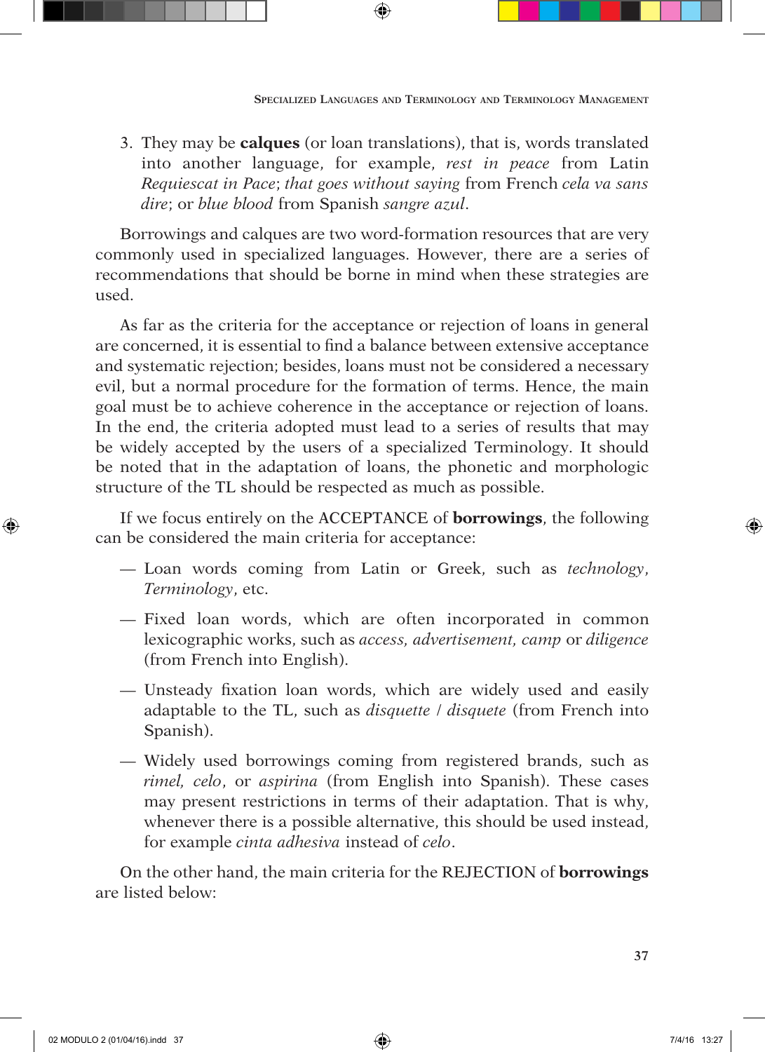3. They may be **calques** (or loan translations), that is, words translated into another language, for example, *rest in peace* from Latin *Requiescat in Pace*; *that goes without saying* from French *cela va sans dire*; or *blue blood* from Spanish *sangre azul*.

Borrowings and calques are two word-formation resources that are very commonly used in specialized languages. However, there are a series of recommendations that should be borne in mind when these strategies are used.

As far as the criteria for the acceptance or rejection of loans in general are concerned, it is essential to find a balance between extensive acceptance and systematic rejection; besides, loans must not be considered a necessary evil, but a normal procedure for the formation of terms. Hence, the main goal must be to achieve coherence in the acceptance or rejection of loans. In the end, the criteria adopted must lead to a series of results that may be widely accepted by the users of a specialized Terminology. It should be noted that in the adaptation of loans, the phonetic and morphologic structure of the TL should be respected as much as possible.

If we focus entirely on the ACCEPTANCE of **borrowings**, the following can be considered the main criteria for acceptance:

— Loan words coming from Latin or Greek, such as *technology*, *Terminology*, etc.

— Fixed loan words, which are often incorporated in common lexicographic works, such as *access, advertisement, camp* or *diligence* (from French into English).

— Unsteady fixation loan words, which are widely used and easily adaptable to the TL, such as *disquette* / *disquete* (from French into Spanish).

— Widely used borrowings coming from registered brands, such as *rimel, celo*, or *aspirina* (from English into Spanish). These cases may present restrictions in terms of their adaptation. That is why, whenever there is a possible alternative, this should be used instead, for example *cinta adhesiva* instead of *celo*.

On the other hand, the main criteria for the REJECTION of **borrowings** are listed below: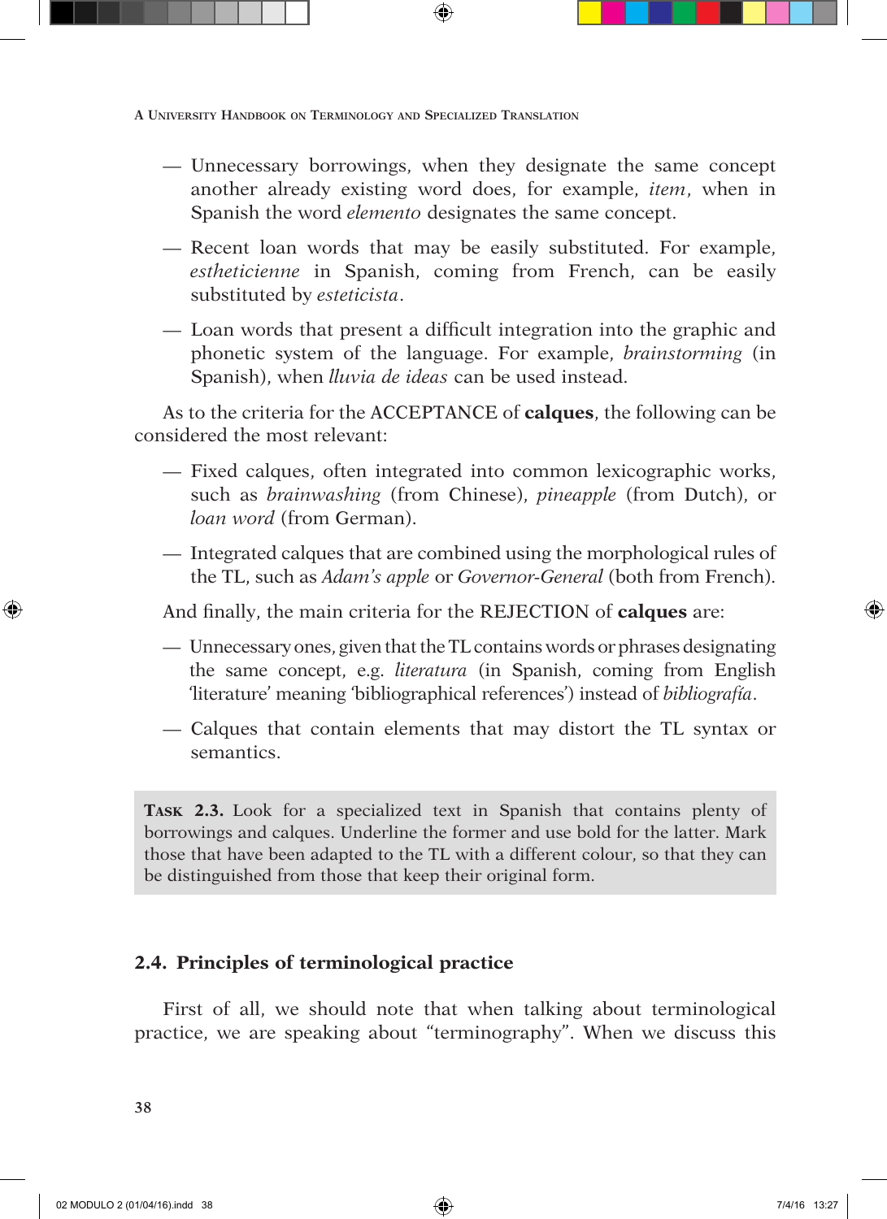— Unnecessary borrowings, when they designate the same concept another already existing word does, for example, *item*, when in Spanish the word *elemento* designates the same concept.

— Recent loan words that may be easily substituted. For example, *estheticienne* in Spanish, coming from French, can be easily substituted by *esteticista*.

— Loan words that present a difficult integration into the graphic and phonetic system of the language. For example, *brainstorming* (in Spanish), when *lluvia de ideas* can be used instead.

As to the criteria for the ACCEPTANCE of **calques**, the following can be considered the most relevant:

— Fixed calques, often integrated into common lexicographic works, such as *brainwashing* (from Chinese), *pineapple* (from Dutch), or *loan word* (from German).

— Integrated calques that are combined using the morphological rules of the TL, such as *Adam's apple* or *Governor-General* (both from French).

And finally, the main criteria for the REJECTION of **calques** are:

— Unnecessary ones, given that the TL contains words or phrases designating the same concept, e.g. *literatura* (in Spanish, coming from English 'literature' meaning 'bibliographical references') instead of *bibliografía*.

— Calques that contain elements that may distort the TL syntax or semantics.

> **Task 2.3.** Look for a specialized text in Spanish that contains plenty of borrowings and calques. Underline the former and use bold for the latter. Mark those that have been adapted to the TL with a different colour, so that they can be distinguished from those that keep their original form.

## 2.4. Principles of terminological practice

First of all, we should note that when talking about terminological practice, we are speaking about "terminography". When we discuss this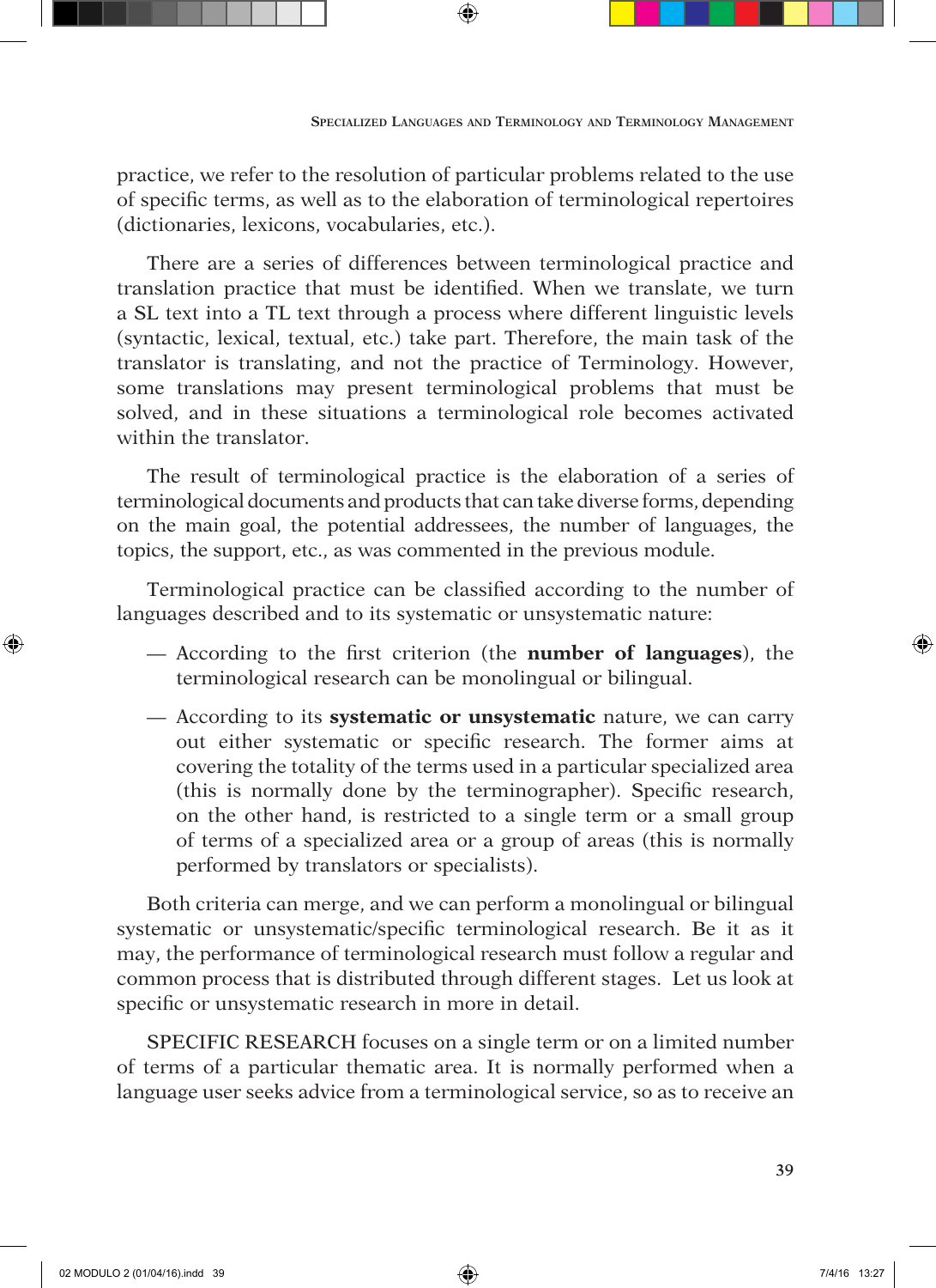practice, we refer to the resolution of particular problems related to the use of specific terms, as well as to the elaboration of terminological repertoires (dictionaries, lexicons, vocabularies, etc.).

There are a series of differences between terminological practice and translation practice that must be identified. When we translate, we turn a SL text into a TL text through a process where different linguistic levels (syntactic, lexical, textual, etc.) take part. Therefore, the main task of the translator is translating, and not the practice of Terminology. However, some translations may present terminological problems that must be solved, and in these situations a terminological role becomes activated within the translator.

The result of terminological practice is the elaboration of a series of terminological documents and products that can take diverse forms, depending on the main goal, the potential addressees, the number of languages, the topics, the support, etc., as was commented in the previous module.

Terminological practice can be classified according to the number of languages described and to its systematic or unsystematic nature:

— According to the first criterion (the **number of languages**), the terminological research can be monolingual or bilingual.

— According to its **systematic or unsystematic** nature, we can carry out either systematic or specific research. The former aims at covering the totality of the terms used in a particular specialized area (this is normally done by the terminographer). Specific research, on the other hand, is restricted to a single term or a small group of terms of a specialized area or a group of areas (this is normally performed by translators or specialists).

Both criteria can merge, and we can perform a monolingual or bilingual systematic or unsystematic/specific terminological research. Be it as it may, the performance of terminological research must follow a regular and common process that is distributed through different stages. Let us look at specific or unsystematic research in more in detail.

SPECIFIC RESEARCH focuses on a single term or on a limited number of terms of a particular thematic area. It is normally performed when a language user seeks advice from a terminological service, so as to receive an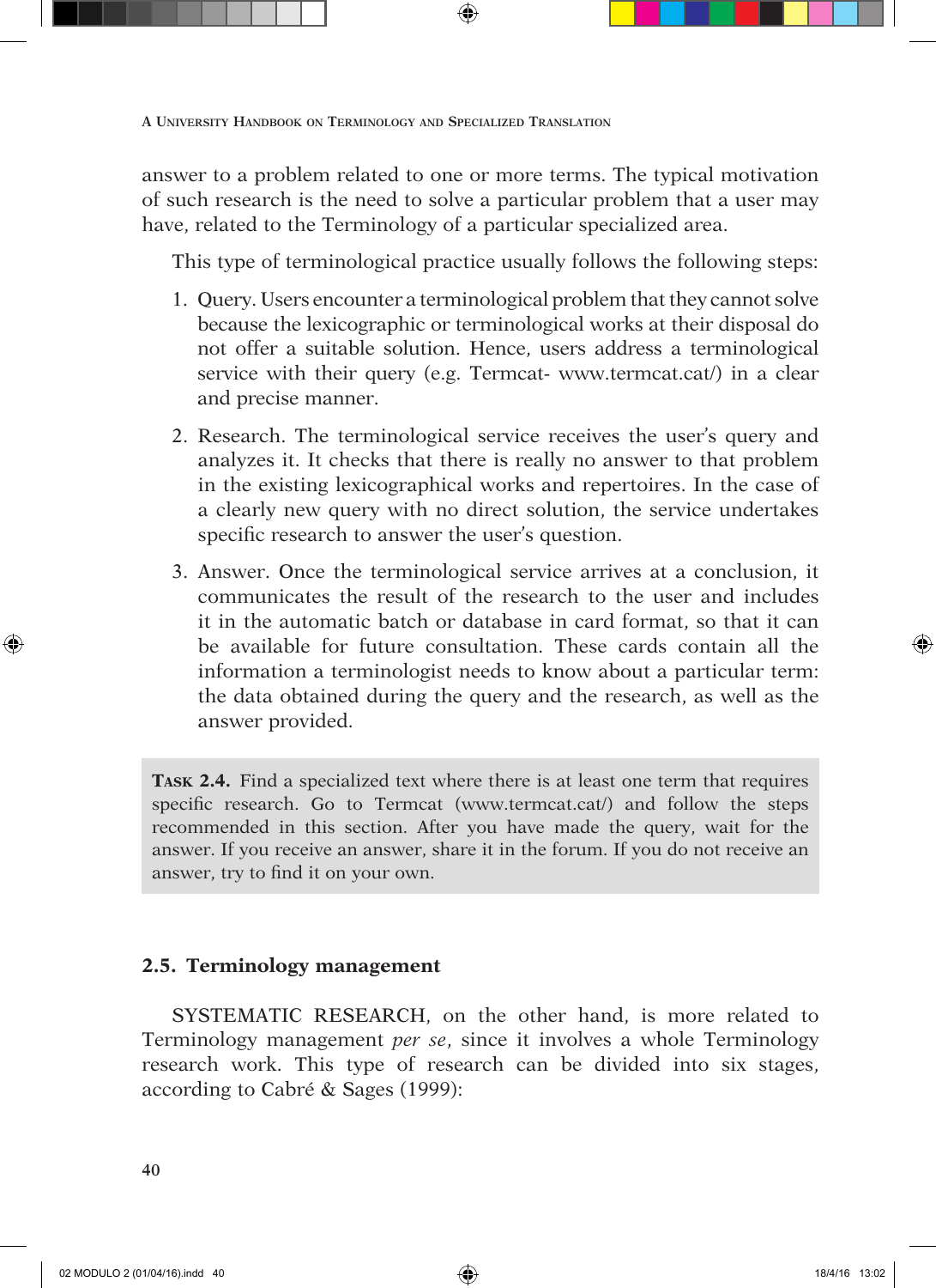answer to a problem related to one or more terms. The typical motivation of such research is the need to solve a particular problem that a user may have, related to the Terminology of a particular specialized area.

This type of terminological practice usually follows the following steps:

1. Query. Users encounter a terminological problem that they cannot solve because the lexicographic or terminological works at their disposal do not offer a suitable solution. Hence, users address a terminological service with their query (e.g. Termcat- www.termcat.cat/) in a clear and precise manner.

2. Research. The terminological service receives the user's query and analyzes it. It checks that there is really no answer to that problem in the existing lexicographical works and repertoires. In the case of a clearly new query with no direct solution, the service undertakes specific research to answer the user's question.

3. Answer. Once the terminological service arrives at a conclusion, it communicates the result of the research to the user and includes it in the automatic batch or database in card format, so that it can be available for future consultation. These cards contain all the information a terminologist needs to know about a particular term: the data obtained during the query and the research, as well as the answer provided.

> **Task 2.4.** Find a specialized text where there is at least one term that requires specific research. Go to Termcat (www.termcat.cat/) and follow the steps recommended in this section. After you have made the query, wait for the answer. If you receive an answer, share it in the forum. If you do not receive an answer, try to find it on your own.

## 2.5. Terminology management

SYSTEMATIC RESEARCH, on the other hand, is more related to Terminology management *per se*, since it involves a whole Terminology research work. This type of research can be divided into six stages, according to Cabré & Sages (1999):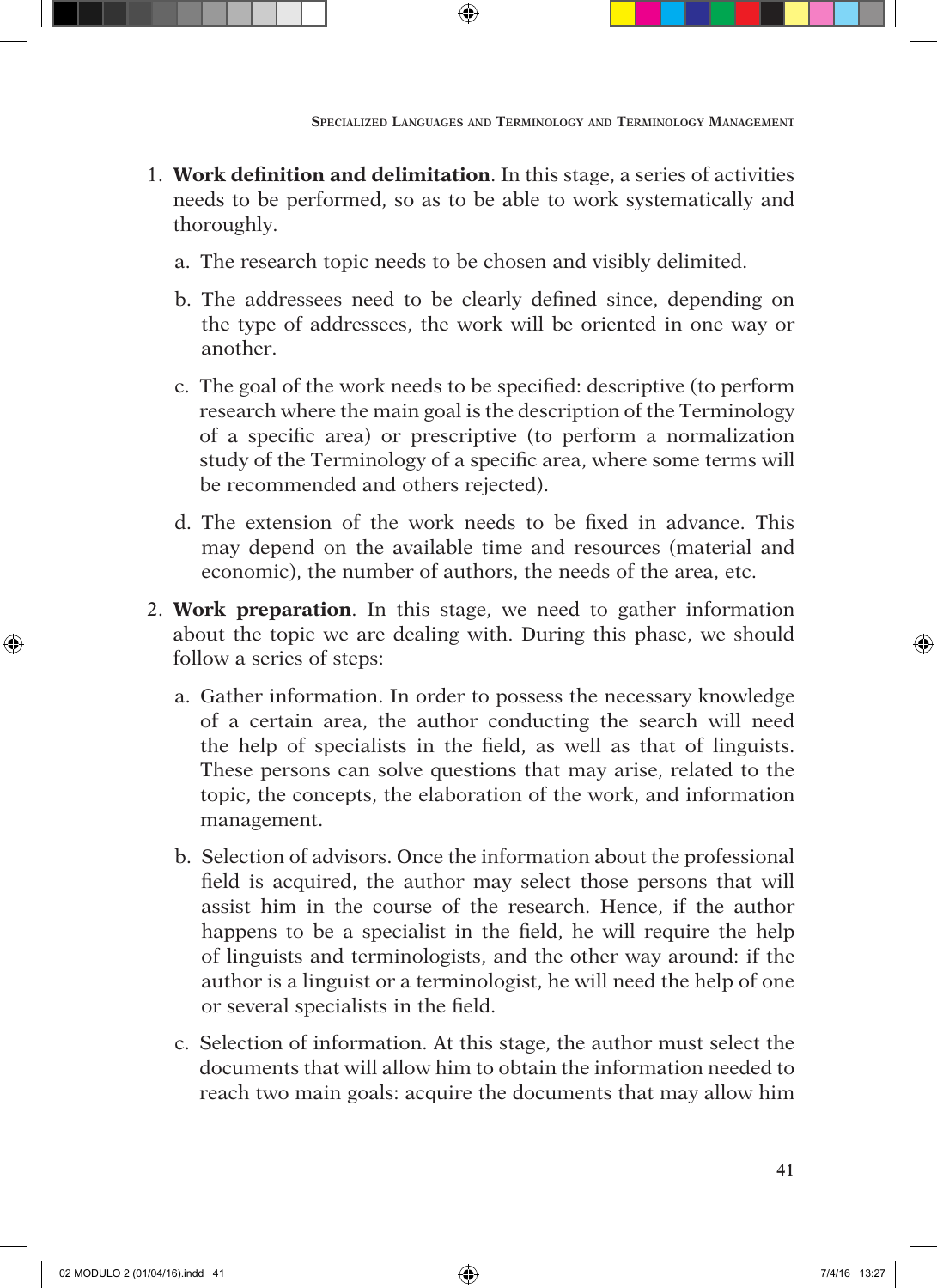1. **Work definition and delimitation**. In this stage, a series of activities needs to be performed, so as to be able to work systematically and thoroughly.

   a. The research topic needs to be chosen and visibly delimited.

   b. The addressees need to be clearly defined since, depending on the type of addressees, the work will be oriented in one way or another.

   c. The goal of the work needs to be specified: descriptive (to perform research where the main goal is the description of the Terminology of a specific area) or prescriptive (to perform a normalization study of the Terminology of a specific area, where some terms will be recommended and others rejected).

   d. The extension of the work needs to be fixed in advance. This may depend on the available time and resources (material and economic), the number of authors, the needs of the area, etc.

2. **Work preparation**. In this stage, we need to gather information about the topic we are dealing with. During this phase, we should follow a series of steps:

   a. Gather information. In order to possess the necessary knowledge of a certain area, the author conducting the search will need the help of specialists in the field, as well as that of linguists. These persons can solve questions that may arise, related to the topic, the concepts, the elaboration of the work, and information management.

   b. Selection of advisors. Once the information about the professional field is acquired, the author may select those persons that will assist him in the course of the research. Hence, if the author happens to be a specialist in the field, he will require the help of linguists and terminologists, and the other way around: if the author is a linguist or a terminologist, he will need the help of one or several specialists in the field.

   c. Selection of information. At this stage, the author must select the documents that will allow him to obtain the information needed to reach two main goals: acquire the documents that may allow him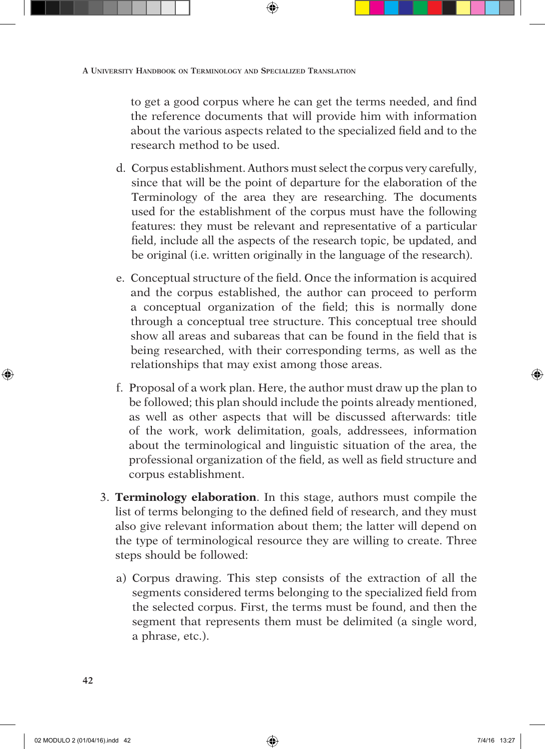to get a good corpus where he can get the terms needed, and find the reference documents that will provide him with information about the various aspects related to the specialized field and to the research method to be used.

d. Corpus establishment. Authors must select the corpus very carefully, since that will be the point of departure for the elaboration of the Terminology of the area they are researching. The documents used for the establishment of the corpus must have the following features: they must be relevant and representative of a particular field, include all the aspects of the research topic, be updated, and be original (i.e. written originally in the language of the research).

e. Conceptual structure of the field. Once the information is acquired and the corpus established, the author can proceed to perform a conceptual organization of the field; this is normally done through a conceptual tree structure. This conceptual tree should show all areas and subareas that can be found in the field that is being researched, with their corresponding terms, as well as the relationships that may exist among those areas.

f. Proposal of a work plan. Here, the author must draw up the plan to be followed; this plan should include the points already mentioned, as well as other aspects that will be discussed afterwards: title of the work, work delimitation, goals, addressees, information about the terminological and linguistic situation of the area, the professional organization of the field, as well as field structure and corpus establishment.

3. **Terminology elaboration**. In this stage, authors must compile the list of terms belonging to the defined field of research, and they must also give relevant information about them; the latter will depend on the type of terminological resource they are willing to create. Three steps should be followed:

   a) Corpus drawing. This step consists of the extraction of all the segments considered terms belonging to the specialized field from the selected corpus. First, the terms must be found, and then the segment that represents them must be delimited (a single word, a phrase, etc.).